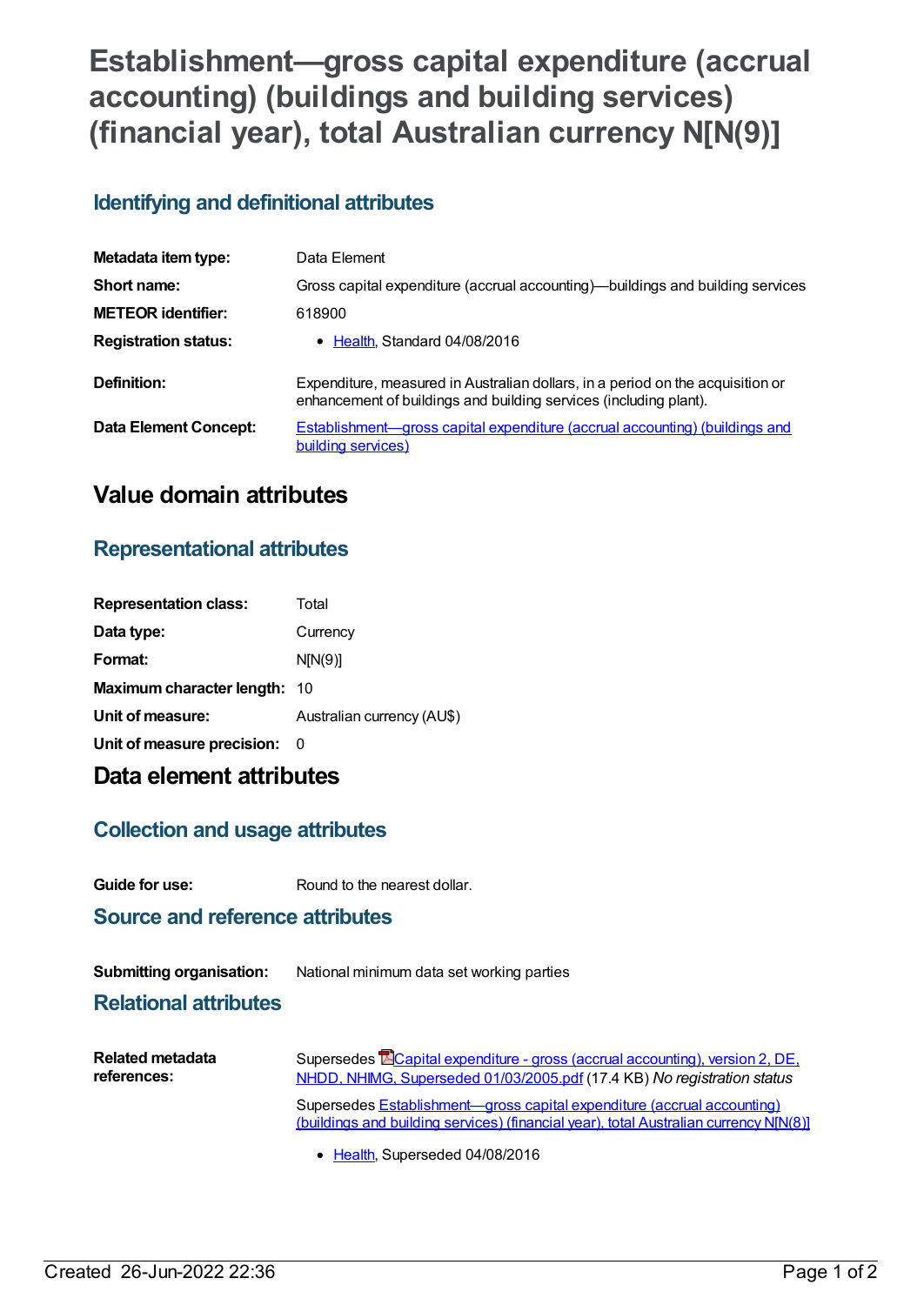# Establishment—gross capital expenditure (accrual accounting) (buildings and building services) (financial year), total Australian currency N[N(9)]

## Identifying and definitional attributes

| | |
|---|---|
| **Metadata item type:** | Data Element |
| **Short name:** | Gross capital expenditure (accrual accounting)—buildings and building services |
| **METEOR identifier:** | 618900 |
| **Registration status:** | • Health, Standard 04/08/2016 |
| **Definition:** | Expenditure, measured in Australian dollars, in a period on the acquisition or enhancement of buildings and building services (including plant). |
| **Data Element Concept:** | Establishment—gross capital expenditure (accrual accounting) (buildings and building services) |

# Value domain attributes

## Representational attributes

| | |
|---|---|
| **Representation class:** | Total |
| **Data type:** | Currency |
| **Format:** | N[N(9)] |
| **Maximum character length:** | 10 |
| **Unit of measure:** | Australian currency (AU$) |
| **Unit of measure precision:** | 0 |

# Data element attributes

## Collection and usage attributes

| | |
|---|---|
| **Guide for use:** | Round to the nearest dollar. |

## Source and reference attributes

| | |
|---|---|
| **Submitting organisation:** | National minimum data set working parties |

## Relational attributes

| | |
|---|---|
| **Related metadata references:** | Supersedes Capital expenditure - gross (accrual accounting), version 2, DE, NHDD, NHIMG, Superseded 01/03/2005.pdf (17.4 KB) *No registration status* |
| | Supersedes Establishment—gross capital expenditure (accrual accounting) (buildings and building services) (financial year), total Australian currency N[N(8)] |
| | • Health, Superseded 04/08/2016 |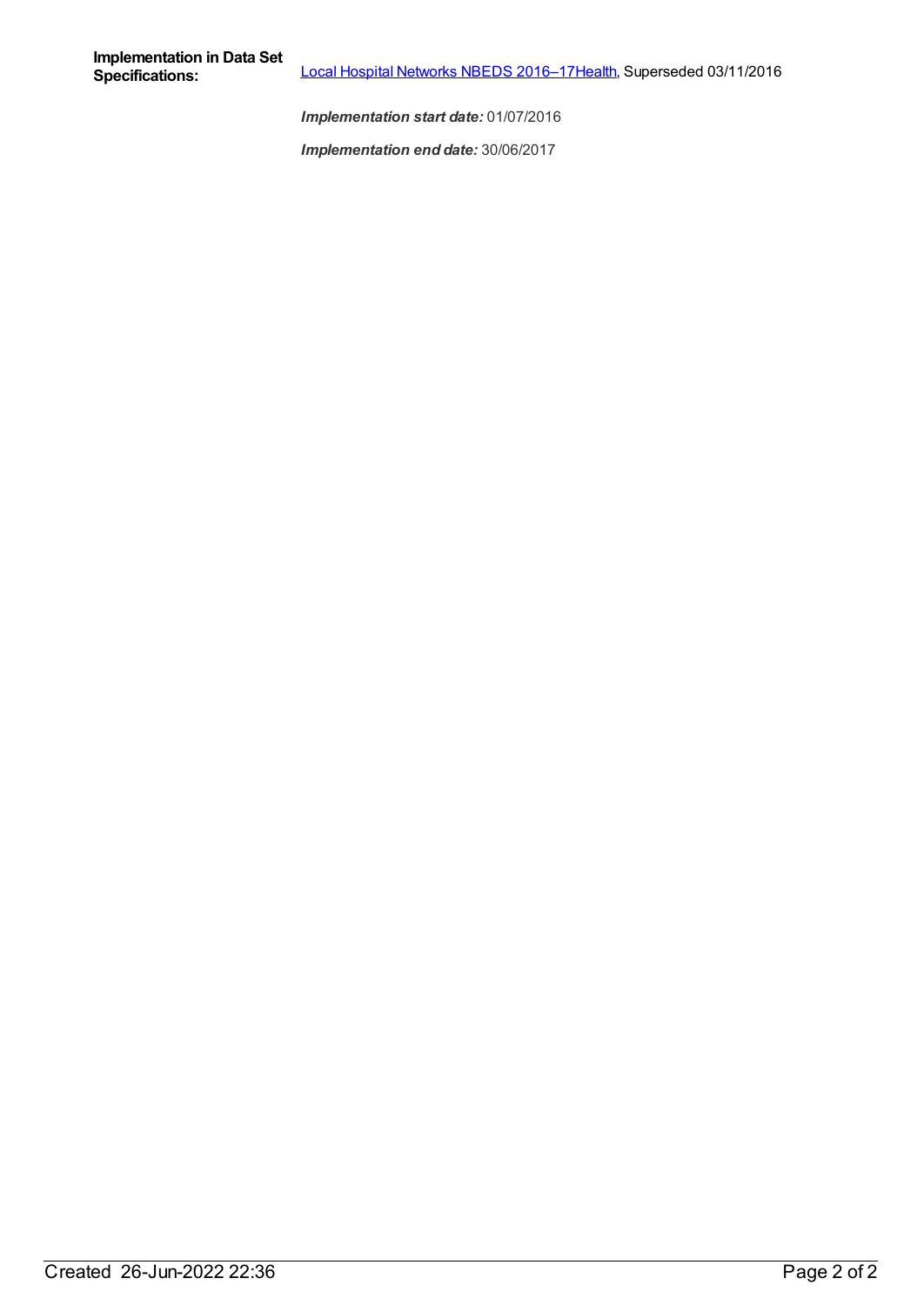**Implementation in Data Set Specifications:**

Local Hospital Networks NBEDS 2016–17Health, Superseded 03/11/2016

***Implementation start date:*** 01/07/2016

***Implementation end date:*** 30/06/2017